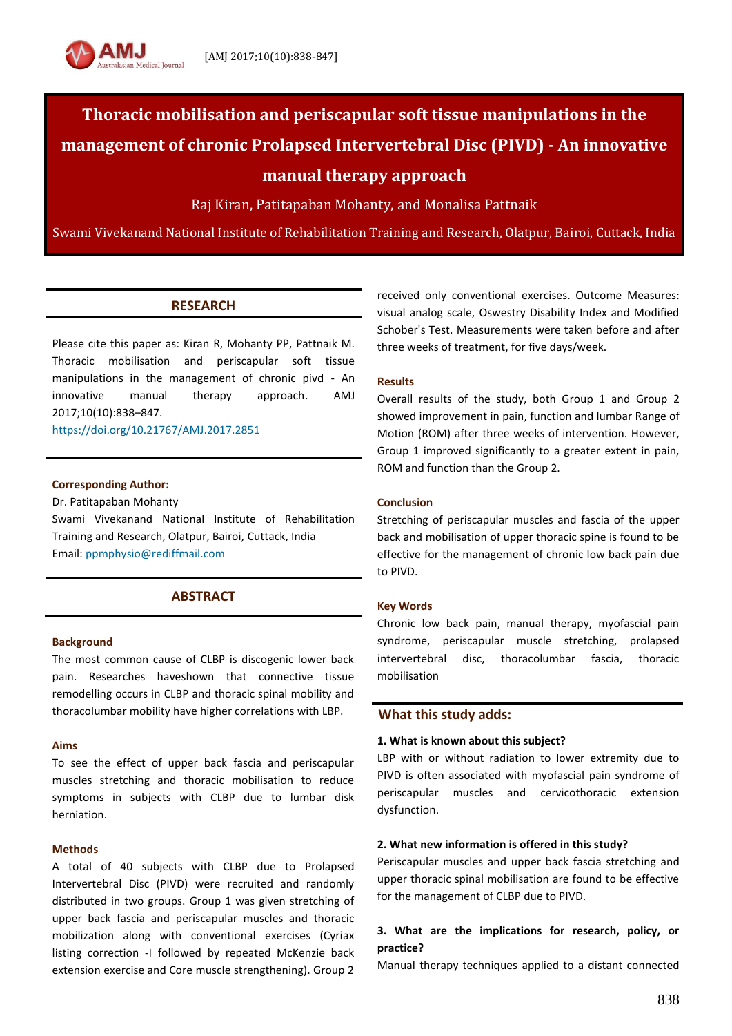# Thoracic mobilisation and periscapular soft tissue manipulations in the management of chronic Prolapsed Intervertebral Disc (PIVD) - An innovative manual therapy approach

Raj Kiran, Patitapaban Mohanty, and Monalisa Pattnaik

Swami Vivekanand National Institute of Rehabilitation Training and Research, Olatpur, Bairoi, Cuttack, India

## RESEARCH

Please cite this paper as: Kiran R, Mohanty PP, Pattnaik M. Thoracic mobilisation and periscapular soft tissue manipulations in the management of chronic pivd - An innovative manual therapy approach. AMJ 2017;10(10):838–847.

https://doi.org/10.21767/AMJ.2017.2851

**Corresponding Author:**

Dr. Patitapaban Mohanty
Swami Vivekanand National Institute of Rehabilitation Training and Research, Olatpur, Bairoi, Cuttack, India
Email: ppmphysio@rediffmail.com

## ABSTRACT

### Background

The most common cause of CLBP is discogenic lower back pain. Researches haveshown that connective tissue remodelling occurs in CLBP and thoracic spinal mobility and thoracolumbar mobility have higher correlations with LBP.

### Aims

To see the effect of upper back fascia and periscapular muscles stretching and thoracic mobilisation to reduce symptoms in subjects with CLBP due to lumbar disk herniation.

### Methods

A total of 40 subjects with CLBP due to Prolapsed Intervertebral Disc (PIVD) were recruited and randomly distributed in two groups. Group 1 was given stretching of upper back fascia and periscapular muscles and thoracic mobilization along with conventional exercises (Cyriax listing correction -I followed by repeated McKenzie back extension exercise and Core muscle strengthening). Group 2 received only conventional exercises. Outcome Measures: visual analog scale, Oswestry Disability Index and Modified Schober's Test. Measurements were taken before and after three weeks of treatment, for five days/week.

### Results

Overall results of the study, both Group 1 and Group 2 showed improvement in pain, function and lumbar Range of Motion (ROM) after three weeks of intervention. However, Group 1 improved significantly to a greater extent in pain, ROM and function than the Group 2.

### Conclusion

Stretching of periscapular muscles and fascia of the upper back and mobilisation of upper thoracic spine is found to be effective for the management of chronic low back pain due to PIVD.

### Key Words

Chronic low back pain, manual therapy, myofascial pain syndrome, periscapular muscle stretching, prolapsed intervertebral disc, thoracolumbar fascia, thoracic mobilisation

## What this study adds:

**1. What is known about this subject?**

LBP with or without radiation to lower extremity due to PIVD is often associated with myofascial pain syndrome of periscapular muscles and cervicothoracic extension dysfunction.

**2. What new information is offered in this study?**

Periscapular muscles and upper back fascia stretching and upper thoracic spinal mobilisation are found to be effective for the management of CLBP due to PIVD.

**3. What are the implications for research, policy, or practice?**

Manual therapy techniques applied to a distant connected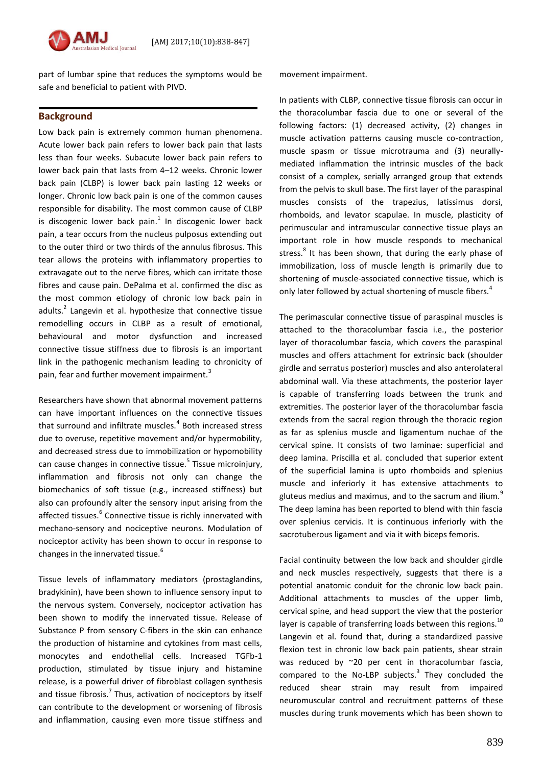part of lumbar spine that reduces the symptoms would be safe and beneficial to patient with PIVD.

## Background

Low back pain is extremely common human phenomena. Acute lower back pain refers to lower back pain that lasts less than four weeks. Subacute lower back pain refers to lower back pain that lasts from 4–12 weeks. Chronic lower back pain (CLBP) is lower back pain lasting 12 weeks or longer. Chronic low back pain is one of the common causes responsible for disability. The most common cause of CLBP is discogenic lower back pain.[1] In discogenic lower back pain, a tear occurs from the nucleus pulposus extending out to the outer third or two thirds of the annulus fibrosus. This tear allows the proteins with inflammatory properties to extravagate out to the nerve fibres, which can irritate those fibres and cause pain. DePalma et al. confirmed the disc as the most common etiology of chronic low back pain in adults.[2] Langevin et al. hypothesize that connective tissue remodelling occurs in CLBP as a result of emotional, behavioural and motor dysfunction and increased connective tissue stiffness due to fibrosis is an important link in the pathogenic mechanism leading to chronicity of pain, fear and further movement impairment.[3]

Researchers have shown that abnormal movement patterns can have important influences on the connective tissues that surround and infiltrate muscles.[4] Both increased stress due to overuse, repetitive movement and/or hypermobility, and decreased stress due to immobilization or hypomobility can cause changes in connective tissue.[5] Tissue microinjury, inflammation and fibrosis not only can change the biomechanics of soft tissue (e.g., increased stiffness) but also can profoundly alter the sensory input arising from the affected tissues.[6] Connective tissue is richly innervated with mechano-sensory and nociceptive neurons. Modulation of nociceptor activity has been shown to occur in response to changes in the innervated tissue.[6]

Tissue levels of inflammatory mediators (prostaglandins, bradykinin), have been shown to influence sensory input to the nervous system. Conversely, nociceptor activation has been shown to modify the innervated tissue. Release of Substance P from sensory C-fibers in the skin can enhance the production of histamine and cytokines from mast cells, monocytes and endothelial cells. Increased TGFb-1 production, stimulated by tissue injury and histamine release, is a powerful driver of fibroblast collagen synthesis and tissue fibrosis.[7] Thus, activation of nociceptors by itself can contribute to the development or worsening of fibrosis and inflammation, causing even more tissue stiffness and movement impairment.

In patients with CLBP, connective tissue fibrosis can occur in the thoracolumbar fascia due to one or several of the following factors: (1) decreased activity, (2) changes in muscle activation patterns causing muscle co-contraction, muscle spasm or tissue microtrauma and (3) neurally-mediated inflammation the intrinsic muscles of the back consist of a complex, serially arranged group that extends from the pelvis to skull base. The first layer of the paraspinal muscles consists of the trapezius, latissimus dorsi, rhomboids, and levator scapulae. In muscle, plasticity of perimuscular and intramuscular connective tissue plays an important role in how muscle responds to mechanical stress.[8] It has been shown, that during the early phase of immobilization, loss of muscle length is primarily due to shortening of muscle-associated connective tissue, which is only later followed by actual shortening of muscle fibers.[4]

The perimascular connective tissue of paraspinal muscles is attached to the thoracolumbar fascia i.e., the posterior layer of thoracolumbar fascia, which covers the paraspinal muscles and offers attachment for extrinsic back (shoulder girdle and serratus posterior) muscles and also anterolateral abdominal wall. Via these attachments, the posterior layer is capable of transferring loads between the trunk and extremities. The posterior layer of the thoracolumbar fascia extends from the sacral region through the thoracic region as far as splenius muscle and ligamentum nuchae of the cervical spine. It consists of two laminae: superficial and deep lamina. Priscilla et al. concluded that superior extent of the superficial lamina is upto rhomboids and splenius muscle and inferiorly it has extensive attachments to gluteus medius and maximus, and to the sacrum and ilium.[9] The deep lamina has been reported to blend with thin fascia over splenius cervicis. It is continuous inferiorly with the sacrotuberous ligament and via it with biceps femoris.

Facial continuity between the low back and shoulder girdle and neck muscles respectively, suggests that there is a potential anatomic conduit for the chronic low back pain. Additional attachments to muscles of the upper limb, cervical spine, and head support the view that the posterior layer is capable of transferring loads between this regions.[10] Langevin et al. found that, during a standardized passive flexion test in chronic low back pain patients, shear strain was reduced by ~20 per cent in thoracolumbar fascia, compared to the No-LBP subjects.[3] They concluded the reduced shear strain may result from impaired neuromuscular control and recruitment patterns of these muscles during trunk movements which has been shown to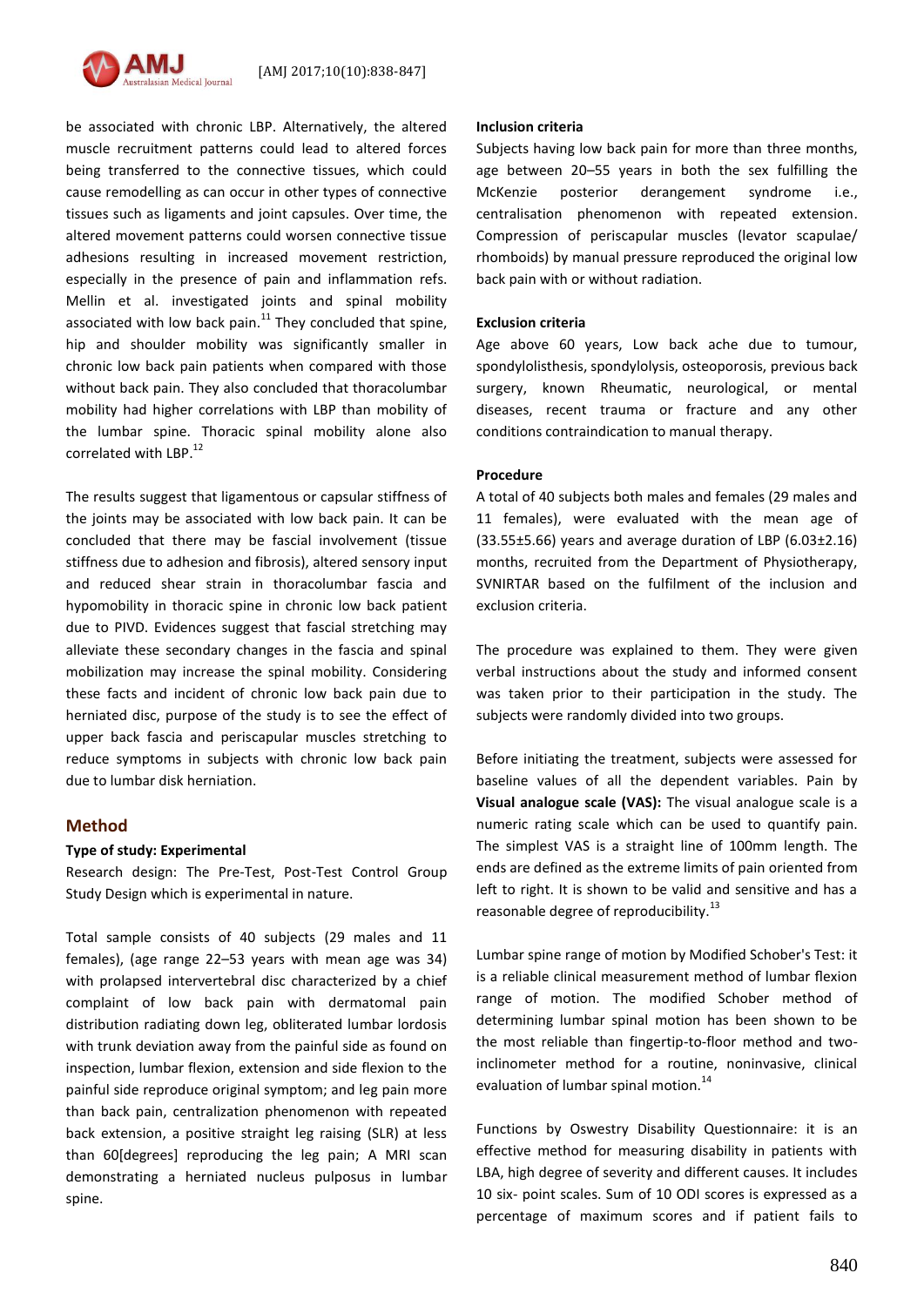be associated with chronic LBP. Alternatively, the altered muscle recruitment patterns could lead to altered forces being transferred to the connective tissues, which could cause remodelling as can occur in other types of connective tissues such as ligaments and joint capsules. Over time, the altered movement patterns could worsen connective tissue adhesions resulting in increased movement restriction, especially in the presence of pain and inflammation refs. Mellin et al. investigated joints and spinal mobility associated with low back pain.[11] They concluded that spine, hip and shoulder mobility was significantly smaller in chronic low back pain patients when compared with those without back pain. They also concluded that thoracolumbar mobility had higher correlations with LBP than mobility of the lumbar spine. Thoracic spinal mobility alone also correlated with LBP.[12]

The results suggest that ligamentous or capsular stiffness of the joints may be associated with low back pain. It can be concluded that there may be fascial involvement (tissue stiffness due to adhesion and fibrosis), altered sensory input and reduced shear strain in thoracolumbar fascia and hypomobility in thoracic spine in chronic low back patient due to PIVD. Evidences suggest that fascial stretching may alleviate these secondary changes in the fascia and spinal mobilization may increase the spinal mobility. Considering these facts and incident of chronic low back pain due to herniated disc, purpose of the study is to see the effect of upper back fascia and periscapular muscles stretching to reduce symptoms in subjects with chronic low back pain due to lumbar disk herniation.

## Method

**Type of study: Experimental**

Research design: The Pre-Test, Post-Test Control Group Study Design which is experimental in nature.

Total sample consists of 40 subjects (29 males and 11 females), (age range 22–53 years with mean age was 34) with prolapsed intervertebral disc characterized by a chief complaint of low back pain with dermatomal pain distribution radiating down leg, obliterated lumbar lordosis with trunk deviation away from the painful side as found on inspection, lumbar flexion, extension and side flexion to the painful side reproduce original symptom; and leg pain more than back pain, centralization phenomenon with repeated back extension, a positive straight leg raising (SLR) at less than 60[degrees] reproducing the leg pain; A MRI scan demonstrating a herniated nucleus pulposus in lumbar spine.

**Inclusion criteria**

Subjects having low back pain for more than three months, age between 20–55 years in both the sex fulfilling the McKenzie posterior derangement syndrome i.e., centralisation phenomenon with repeated extension. Compression of periscapular muscles (levator scapulae/ rhomboids) by manual pressure reproduced the original low back pain with or without radiation.

**Exclusion criteria**

Age above 60 years, Low back ache due to tumour, spondylolisthesis, spondylysis, osteoporosis, previous back surgery, known Rheumatic, neurological, or mental diseases, recent trauma or fracture and any other conditions contraindication to manual therapy.

**Procedure**

A total of 40 subjects both males and females (29 males and 11 females), were evaluated with the mean age of (33.55±5.66) years and average duration of LBP (6.03±2.16) months, recruited from the Department of Physiotherapy, SVNIRTAR based on the fulfilment of the inclusion and exclusion criteria.

The procedure was explained to them. They were given verbal instructions about the study and informed consent was taken prior to their participation in the study. The subjects were randomly divided into two groups.

Before initiating the treatment, subjects were assessed for baseline values of all the dependent variables. Pain by **Visual analogue scale (VAS):** The visual analogue scale is a numeric rating scale which can be used to quantify pain. The simplest VAS is a straight line of 100mm length. The ends are defined as the extreme limits of pain oriented from left to right. It is shown to be valid and sensitive and has a reasonable degree of reproducibility.[13]

Lumbar spine range of motion by Modified Schober's Test: it is a reliable clinical measurement method of lumbar flexion range of motion. The modified Schober method of determining lumbar spinal motion has been shown to be the most reliable than fingertip-to-floor method and two-inclinometer method for a routine, noninvasive, clinical evaluation of lumbar spinal motion.[14]

Functions by Oswestry Disability Questionnaire: it is an effective method for measuring disability in patients with LBA, high degree of severity and different causes. It includes 10 six- point scales. Sum of 10 ODI scores is expressed as a percentage of maximum scores and if patient fails to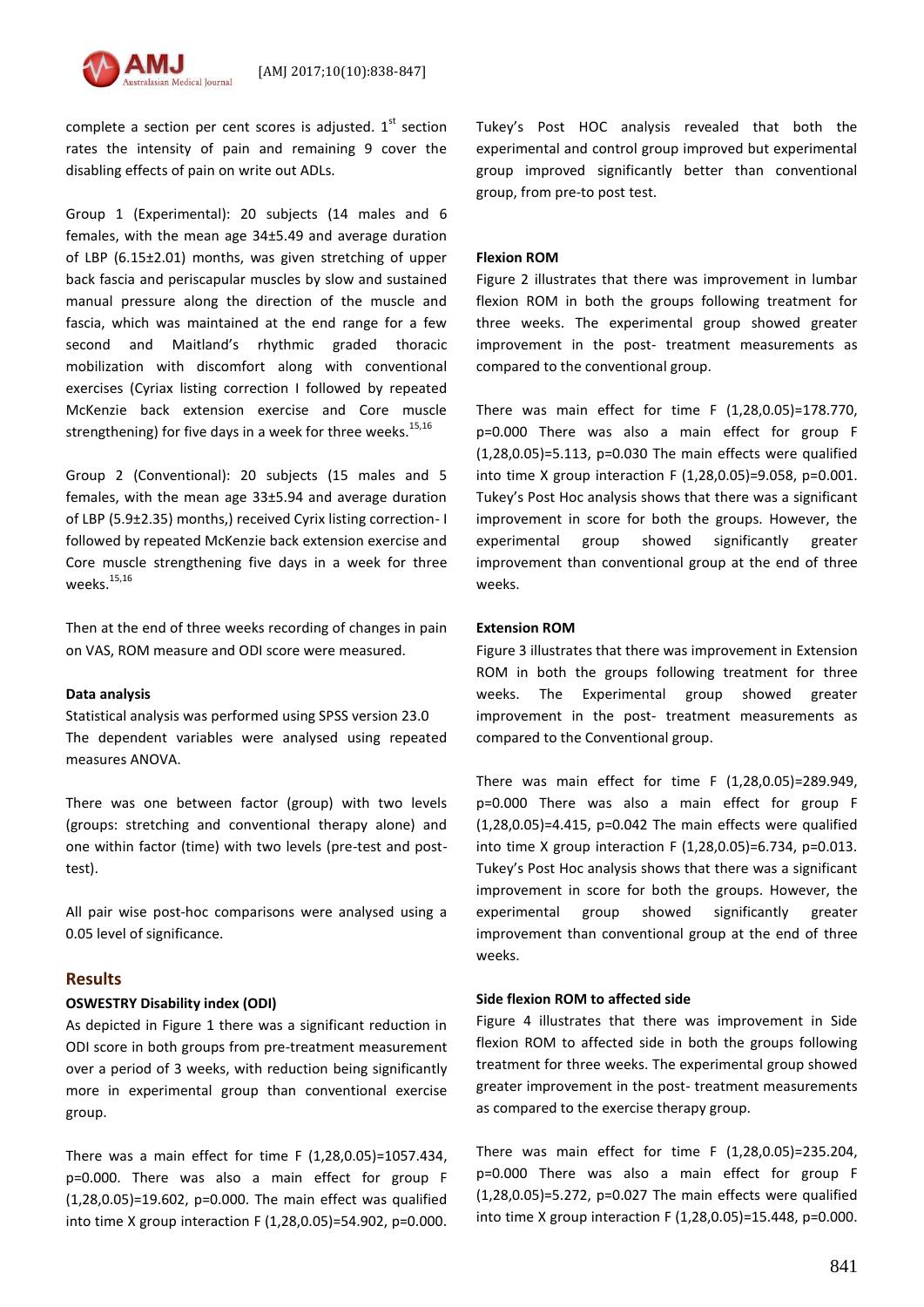complete a section per cent scores is adjusted. 1st section rates the intensity of pain and remaining 9 cover the disabling effects of pain on write out ADLs.

Group 1 (Experimental): 20 subjects (14 males and 6 females, with the mean age 34±5.49 and average duration of LBP (6.15±2.01) months, was given stretching of upper back fascia and periscapular muscles by slow and sustained manual pressure along the direction of the muscle and fascia, which was maintained at the end range for a few second and Maitland's rhythmic graded thoracic mobilization with discomfort along with conventional exercises (Cyriax listing correction I followed by repeated McKenzie back extension exercise and Core muscle strengthening) for five days in a week for three weeks.[15,16]

Group 2 (Conventional): 20 subjects (15 males and 5 females, with the mean age 33±5.94 and average duration of LBP (5.9±2.35) months,) received Cyrix listing correction- I followed by repeated McKenzie back extension exercise and Core muscle strengthening five days in a week for three weeks.[15,16]

Then at the end of three weeks recording of changes in pain on VAS, ROM measure and ODI score were measured.

**Data analysis**

Statistical analysis was performed using SPSS version 23.0

The dependent variables were analysed using repeated measures ANOVA.

There was one between factor (group) with two levels (groups: stretching and conventional therapy alone) and one within factor (time) with two levels (pre-test and post-test).

All pair wise post-hoc comparisons were analysed using a 0.05 level of significance.

## Results

**OSWESTRY Disability index (ODI)**

As depicted in Figure 1 there was a significant reduction in ODI score in both groups from pre-treatment measurement over a period of 3 weeks, with reduction being significantly more in experimental group than conventional exercise group.

There was a main effect for time $F(1,28,0.05)=1057.434$, $p=0.000$. There was also a main effect for group $F(1,28,0.05)=19.602$, $p=0.000$. The main effect was qualified into time X group interaction $F(1,28,0.05)=54.902$, $p=0.000$. Tukey's Post HOC analysis revealed that both the experimental and control group improved but experimental group improved significantly better than conventional group, from pre-to post test.

**Flexion ROM**

Figure 2 illustrates that there was improvement in lumbar flexion ROM in both the groups following treatment for three weeks. The experimental group showed greater improvement in the post- treatment measurements as compared to the conventional group.

There was main effect for time $F(1,28,0.05)=178.770$, $p=0.000$ There was also a main effect for group $F(1,28,0.05)=5.113$, $p=0.030$ The main effects were qualified into time X group interaction $F(1,28,0.05)=9.058$, $p=0.001$. Tukey's Post Hoc analysis shows that there was a significant improvement in score for both the groups. However, the experimental group showed significantly greater improvement than conventional group at the end of three weeks.

**Extension ROM**

Figure 3 illustrates that there was improvement in Extension ROM in both the groups following treatment for three weeks. The Experimental group showed greater improvement in the post- treatment measurements as compared to the Conventional group.

There was main effect for time $F(1,28,0.05)=289.949$, $p=0.000$ There was also a main effect for group $F(1,28,0.05)=4.415$, $p=0.042$ The main effects were qualified into time X group interaction $F(1,28,0.05)=6.734$, $p=0.013$. Tukey's Post Hoc analysis shows that there was a significant improvement in score for both the groups. However, the experimental group showed significantly greater improvement than conventional group at the end of three weeks.

**Side flexion ROM to affected side**

Figure 4 illustrates that there was improvement in Side flexion ROM to affected side in both the groups following treatment for three weeks. The experimental group showed greater improvement in the post- treatment measurements as compared to the exercise therapy group.

There was main effect for time $F(1,28,0.05)=235.204$, $p=0.000$ There was also a main effect for group $F(1,28,0.05)=5.272$, $p=0.027$ The main effects were qualified into time X group interaction $F(1,28,0.05)=15.448$, $p=0.000$.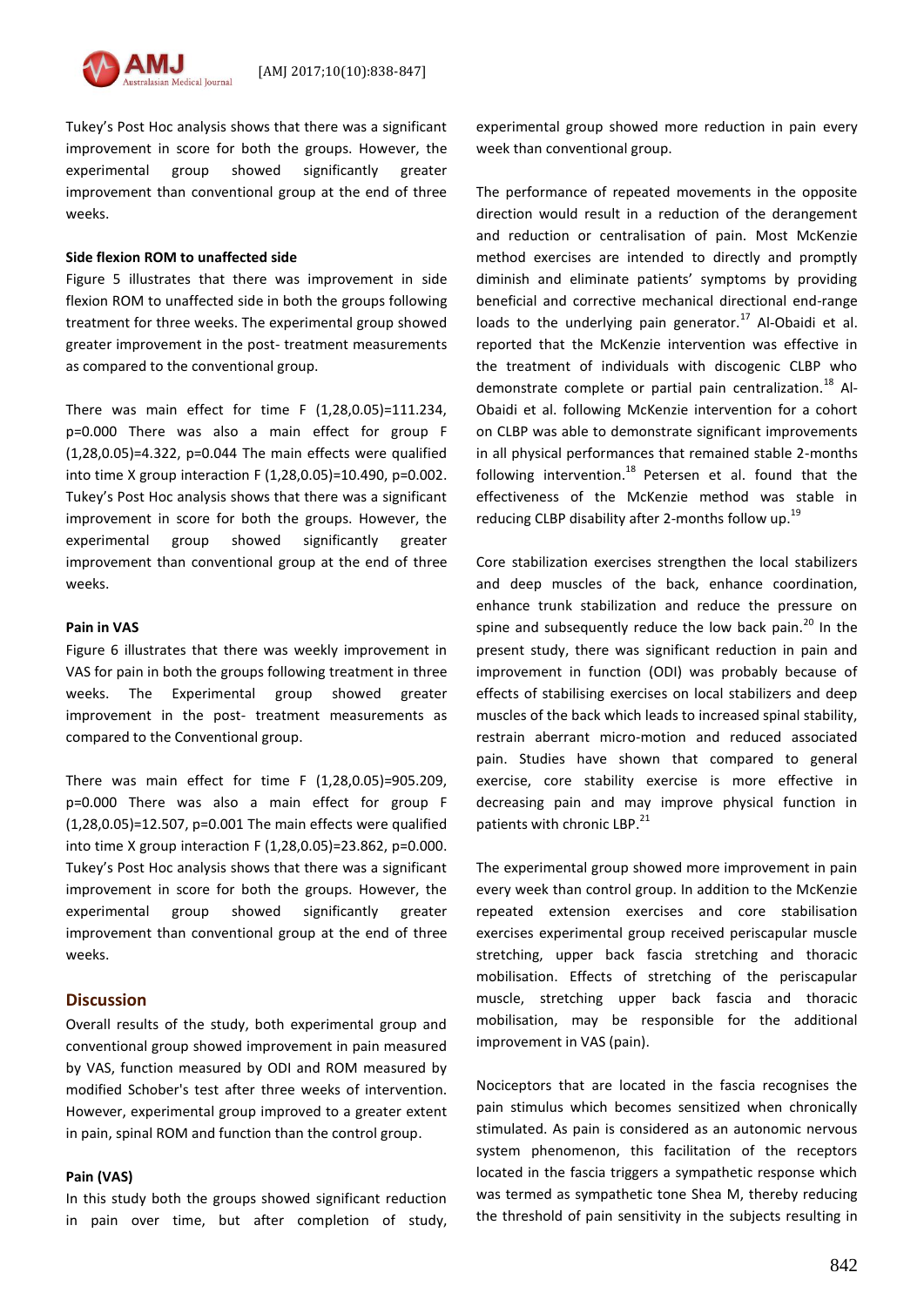Tukey's Post Hoc analysis shows that there was a significant improvement in score for both the groups. However, the experimental group showed significantly greater improvement than conventional group at the end of three weeks.

**Side flexion ROM to unaffected side**

Figure 5 illustrates that there was improvement in side flexion ROM to unaffected side in both the groups following treatment for three weeks. The experimental group showed greater improvement in the post- treatment measurements as compared to the conventional group.

There was main effect for time $F(1,28,0.05)=111.234$, $p=0.000$ There was also a main effect for group $F(1,28,0.05)=4.322$, $p=0.044$ The main effects were qualified into time X group interaction $F(1,28,0.05)=10.490$, $p=0.002$. Tukey's Post Hoc analysis shows that there was a significant improvement in score for both the groups. However, the experimental group showed significantly greater improvement than conventional group at the end of three weeks.

**Pain in VAS**

Figure 6 illustrates that there was weekly improvement in VAS for pain in both the groups following treatment in three weeks. The Experimental group showed greater improvement in the post- treatment measurements as compared to the Conventional group.

There was main effect for time $F(1,28,0.05)=905.209$, $p=0.000$ There was also a main effect for group $F(1,28,0.05)=12.507$, $p=0.001$ The main effects were qualified into time X group interaction $F(1,28,0.05)=23.862$, $p=0.000$. Tukey's Post Hoc analysis shows that there was a significant improvement in score for both the groups. However, the experimental group showed significantly greater improvement than conventional group at the end of three weeks.

## Discussion

Overall results of the study, both experimental group and conventional group showed improvement in pain measured by VAS, function measured by ODI and ROM measured by modified Schober's test after three weeks of intervention. However, experimental group improved to a greater extent in pain, spinal ROM and function than the control group.

**Pain (VAS)**

In this study both the groups showed significant reduction in pain over time, but after completion of study, experimental group showed more reduction in pain every week than conventional group.

The performance of repeated movements in the opposite direction would result in a reduction of the derangement and reduction or centralisation of pain. Most McKenzie method exercises are intended to directly and promptly diminish and eliminate patients' symptoms by providing beneficial and corrective mechanical directional end-range loads to the underlying pain generator.[17] Al-Obaidi et al. reported that the McKenzie intervention was effective in the treatment of individuals with discogenic CLBP who demonstrate complete or partial pain centralization.[18] Al-Obaidi et al. following McKenzie intervention for a cohort on CLBP was able to demonstrate significant improvements in all physical performances that remained stable 2-months following intervention.[18] Petersen et al. found that the effectiveness of the McKenzie method was stable in reducing CLBP disability after 2-months follow up.[19]

Core stabilization exercises strengthen the local stabilizers and deep muscles of the back, enhance coordination, enhance trunk stabilization and reduce the pressure on spine and subsequently reduce the low back pain.[20] In the present study, there was significant reduction in pain and improvement in function (ODI) was probably because of effects of stabilising exercises on local stabilizers and deep muscles of the back which leads to increased spinal stability, restrain aberrant micro-motion and reduced associated pain. Studies have shown that compared to general exercise, core stability exercise is more effective in decreasing pain and may improve physical function in patients with chronic LBP.[21]

The experimental group showed more improvement in pain every week than control group. In addition to the McKenzie repeated extension exercises and core stabilisation exercises experimental group received periscapular muscle stretching, upper back fascia stretching and thoracic mobilisation. Effects of stretching of the periscapular muscle, stretching upper back fascia and thoracic mobilisation, may be responsible for the additional improvement in VAS (pain).

Nociceptors that are located in the fascia recognises the pain stimulus which becomes sensitized when chronically stimulated. As pain is considered as an autonomic nervous system phenomenon, this facilitation of the receptors located in the fascia triggers a sympathetic response which was termed as sympathetic tone Shea M, thereby reducing the threshold of pain sensitivity in the subjects resulting in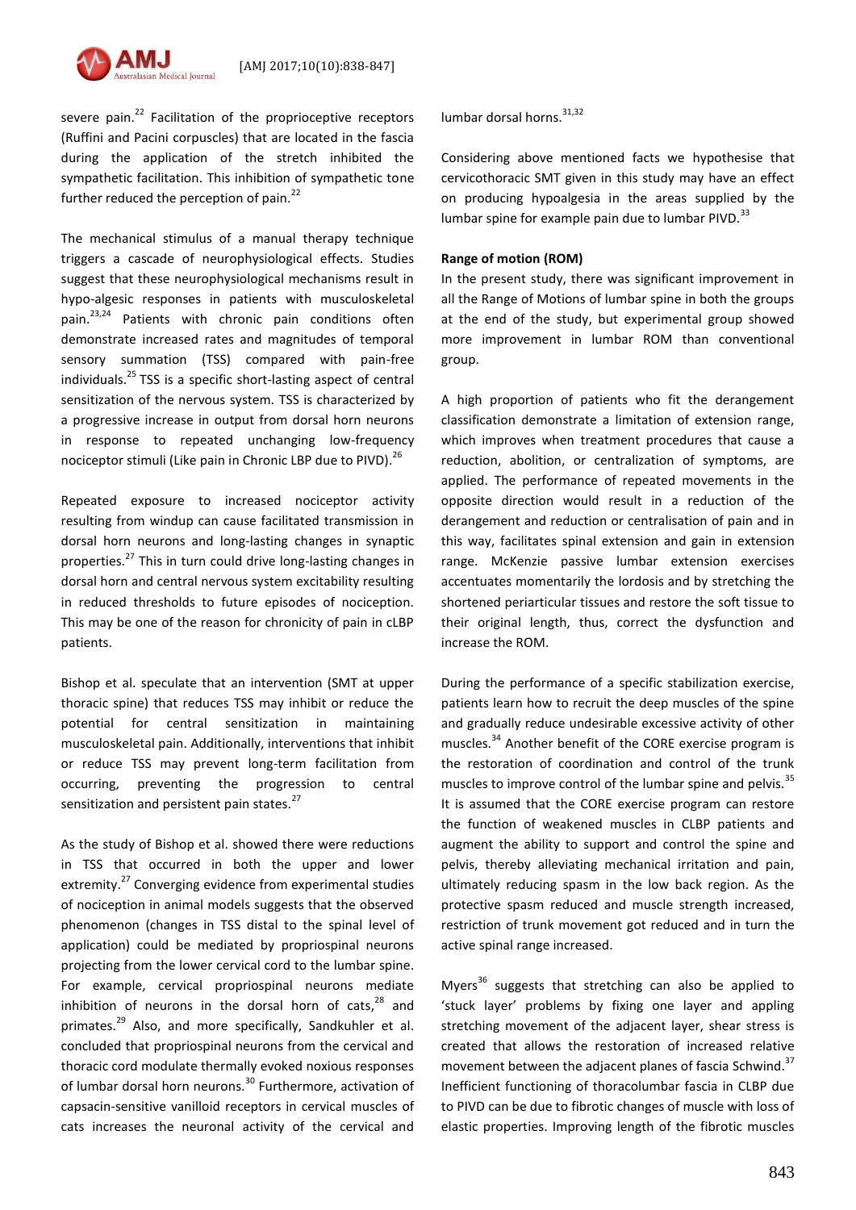severe pain.[22] Facilitation of the proprioceptive receptors (Ruffini and Pacini corpuscles) that are located in the fascia during the application of the stretch inhibited the sympathetic facilitation. This inhibition of sympathetic tone further reduced the perception of pain.[22]

The mechanical stimulus of a manual therapy technique triggers a cascade of neurophysiological effects. Studies suggest that these neurophysiological mechanisms result in hypo-algesic responses in patients with musculoskeletal pain.[23,24] Patients with chronic pain conditions often demonstrate increased rates and magnitudes of temporal sensory summation (TSS) compared with pain-free individuals.[25] TSS is a specific short-lasting aspect of central sensitization of the nervous system. TSS is characterized by a progressive increase in output from dorsal horn neurons in response to repeated unchanging low-frequency nociceptor stimuli (Like pain in Chronic LBP due to PIVD).[26]

Repeated exposure to increased nociceptor activity resulting from windup can cause facilitated transmission in dorsal horn neurons and long-lasting changes in synaptic properties.[27] This in turn could drive long-lasting changes in dorsal horn and central nervous system excitability resulting in reduced thresholds to future episodes of nociception. This may be one of the reason for chronicity of pain in cLBP patients.

Bishop et al. speculate that an intervention (SMT at upper thoracic spine) that reduces TSS may inhibit or reduce the potential for central sensitization in maintaining musculoskeletal pain. Additionally, interventions that inhibit or reduce TSS may prevent long-term facilitation from occurring, preventing the progression to central sensitization and persistent pain states.[27]

As the study of Bishop et al. showed there were reductions in TSS that occurred in both the upper and lower extremity.[27] Converging evidence from experimental studies of nociception in animal models suggests that the observed phenomenon (changes in TSS distal to the spinal level of application) could be mediated by propriospinal neurons projecting from the lower cervical cord to the lumbar spine. For example, cervical propriospinal neurons mediate inhibition of neurons in the dorsal horn of cats,[28] and primates.[29] Also, and more specifically, Sandkuhler et al. concluded that propriospinal neurons from the cervical and thoracic cord modulate thermally evoked noxious responses of lumbar dorsal horn neurons.[30] Furthermore, activation of capsacin-sensitive vanilloid receptors in cervical muscles of cats increases the neuronal activity of the cervical and lumbar dorsal horns.[31,32]

Considering above mentioned facts we hypothesise that cervicothoracic SMT given in this study may have an effect on producing hypoalgesia in the areas supplied by the lumbar spine for example pain due to lumbar PIVD.[33]

**Range of motion (ROM)**

In the present study, there was significant improvement in all the Range of Motions of lumbar spine in both the groups at the end of the study, but experimental group showed more improvement in lumbar ROM than conventional group.

A high proportion of patients who fit the derangement classification demonstrate a limitation of extension range, which improves when treatment procedures that cause a reduction, abolition, or centralization of symptoms, are applied. The performance of repeated movements in the opposite direction would result in a reduction of the derangement and reduction or centralisation of pain and in this way, facilitates spinal extension and gain in extension range. McKenzie passive lumbar extension exercises accentuates momentarily the lordosis and by stretching the shortened periarticular tissues and restore the soft tissue to their original length, thus, correct the dysfunction and increase the ROM.

During the performance of a specific stabilization exercise, patients learn how to recruit the deep muscles of the spine and gradually reduce undesirable excessive activity of other muscles.[34] Another benefit of the CORE exercise program is the restoration of coordination and control of the trunk muscles to improve control of the lumbar spine and pelvis.[35] It is assumed that the CORE exercise program can restore the function of weakened muscles in CLBP patients and augment the ability to support and control the spine and pelvis, thereby alleviating mechanical irritation and pain, ultimately reducing spasm in the low back region. As the protective spasm reduced and muscle strength increased, restriction of trunk movement got reduced and in turn the active spinal range increased.

Myers[36] suggests that stretching can also be applied to 'stuck layer' problems by fixing one layer and appling stretching movement of the adjacent layer, shear stress is created that allows the restoration of increased relative movement between the adjacent planes of fascia Schwind.[37] Inefficient functioning of thoracolumbar fascia in CLBP due to PIVD can be due to fibrotic changes of muscle with loss of elastic properties. Improving length of the fibrotic muscles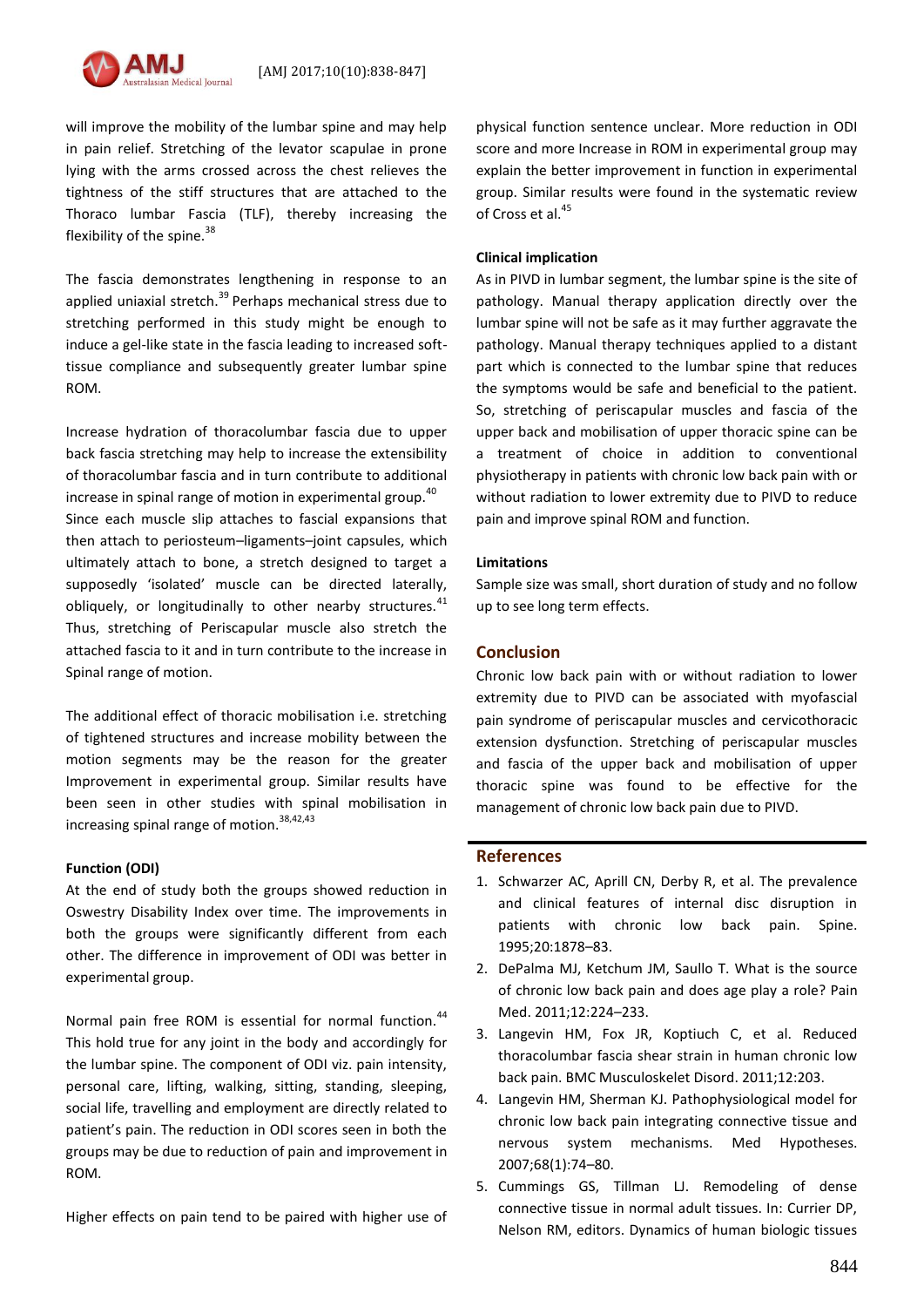will improve the mobility of the lumbar spine and may help in pain relief. Stretching of the levator scapulae in prone lying with the arms crossed across the chest relieves the tightness of the stiff structures that are attached to the Thoraco lumbar Fascia (TLF), thereby increasing the flexibility of the spine.[38]

The fascia demonstrates lengthening in response to an applied uniaxial stretch.[39] Perhaps mechanical stress due to stretching performed in this study might be enough to induce a gel-like state in the fascia leading to increased soft-tissue compliance and subsequently greater lumbar spine ROM.

Increase hydration of thoracolumbar fascia due to upper back fascia stretching may help to increase the extensibility of thoracolumbar fascia and in turn contribute to additional increase in spinal range of motion in experimental group.[40] Since each muscle slip attaches to fascial expansions that then attach to periosteum–ligaments–joint capsules, which ultimately attach to bone, a stretch designed to target a supposedly 'isolated' muscle can be directed laterally, obliquely, or longitudinally to other nearby structures.[41] Thus, stretching of Periscapular muscle also stretch the attached fascia to it and in turn contribute to the increase in Spinal range of motion.

The additional effect of thoracic mobilisation i.e. stretching of tightened structures and increase mobility between the motion segments may be the reason for the greater Improvement in experimental group. Similar results have been seen in other studies with spinal mobilisation in increasing spinal range of motion.[38,42,43]

**Function (ODI)**

At the end of study both the groups showed reduction in Oswestry Disability Index over time. The improvements in both the groups were significantly different from each other. The difference in improvement of ODI was better in experimental group.

Normal pain free ROM is essential for normal function.[44] This hold true for any joint in the body and accordingly for the lumbar spine. The component of ODI viz. pain intensity, personal care, lifting, walking, sitting, standing, sleeping, social life, travelling and employment are directly related to patient's pain. The reduction in ODI scores seen in both the groups may be due to reduction of pain and improvement in ROM.

Higher effects on pain tend to be paired with higher use of physical function sentence unclear. More reduction in ODI score and more Increase in ROM in experimental group may explain the better improvement in function in experimental group. Similar results were found in the systematic review of Cross et al.[45]

**Clinical implication**

As in PIVD in lumbar segment, the lumbar spine is the site of pathology. Manual therapy application directly over the lumbar spine will not be safe as it may further aggravate the pathology. Manual therapy techniques applied to a distant part which is connected to the lumbar spine that reduces the symptoms would be safe and beneficial to the patient. So, stretching of periscapular muscles and fascia of the upper back and mobilisation of upper thoracic spine can be a treatment of choice in addition to conventional physiotherapy in patients with chronic low back pain with or without radiation to lower extremity due to PIVD to reduce pain and improve spinal ROM and function.

**Limitations**

Sample size was small, short duration of study and no follow up to see long term effects.

## Conclusion

Chronic low back pain with or without radiation to lower extremity due to PIVD can be associated with myofascial pain syndrome of periscapular muscles and cervicothoracic extension dysfunction. Stretching of periscapular muscles and fascia of the upper back and mobilisation of upper thoracic spine was found to be effective for the management of chronic low back pain due to PIVD.

## References

1. Schwarzer AC, Aprill CN, Derby R, et al. The prevalence and clinical features of internal disc disruption in patients with chronic low back pain. Spine. 1995;20:1878–83.
2. DePalma MJ, Ketchum JM, Saullo T. What is the source of chronic low back pain and does age play a role? Pain Med. 2011;12:224–233.
3. Langevin HM, Fox JR, Koptiuch C, et al. Reduced thoracolumbar fascia shear strain in human chronic low back pain. BMC Musculoskelet Disord. 2011;12:203.
4. Langevin HM, Sherman KJ. Pathophysiological model for chronic low back pain integrating connective tissue and nervous system mechanisms. Med Hypotheses. 2007;68(1):74–80.
5. Cummings GS, Tillman LJ. Remodeling of dense connective tissue in normal adult tissues. In: Currier DP, Nelson RM, editors. Dynamics of human biologic tissues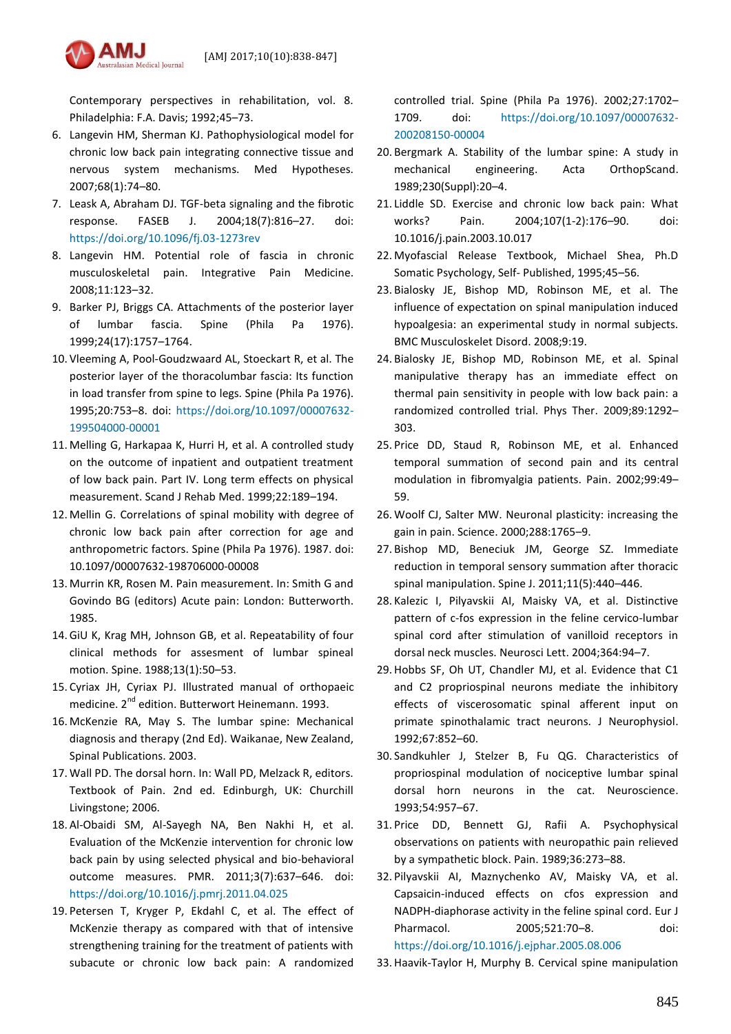Contemporary perspectives in rehabilitation, vol. 8. Philadelphia: F.A. Davis; 1992;45–73.

6. Langevin HM, Sherman KJ. Pathophysiological model for chronic low back pain integrating connective tissue and nervous system mechanisms. Med Hypotheses. 2007;68(1):74–80.
7. Leask A, Abraham DJ. TGF-beta signaling and the fibrotic response. FASEB J. 2004;18(7):816–27. doi: https://doi.org/10.1096/fj.03-1273rev
8. Langevin HM. Potential role of fascia in chronic musculoskeletal pain. Integrative Pain Medicine. 2008;11:123–32.
9. Barker PJ, Briggs CA. Attachments of the posterior layer of lumbar fascia. Spine (Phila Pa 1976). 1999;24(17):1757–1764.
10. Vleeming A, Pool-Goudzwaard AL, Stoeckart R, et al. The posterior layer of the thoracolumbar fascia: Its function in load transfer from spine to legs. Spine (Phila Pa 1976). 1995;20:753–8. doi: https://doi.org/10.1097/00007632-199504000-00001
11. Melling G, Harkapaa K, Hurri H, et al. A controlled study on the outcome of inpatient and outpatient treatment of low back pain. Part IV. Long term effects on physical measurement. Scand J Rehab Med. 1999;22:189–194.
12. Mellin G. Correlations of spinal mobility with degree of chronic low back pain after correction for age and anthropometric factors. Spine (Phila Pa 1976). 1987. doi: 10.1097/00007632-198706000-00008
13. Murrin KR, Rosen M. Pain measurement. In: Smith G and Govindo BG (editors) Acute pain: London: Butterworth. 1985.
14. GiU K, Krag MH, Johnson GB, et al. Repeatability of four clinical methods for assesment of lumbar spineal motion. Spine. 1988;13(1):50–53.
15. Cyriax JH, Cyriax PJ. Illustrated manual of orthopaeic medicine. 2nd edition. Butterwort Heinemann. 1993.
16. McKenzie RA, May S. The lumbar spine: Mechanical diagnosis and therapy (2nd Ed). Waikanae, New Zealand, Spinal Publications. 2003.
17. Wall PD. The dorsal horn. In: Wall PD, Melzack R, editors. Textbook of Pain. 2nd ed. Edinburgh, UK: Churchill Livingstone; 2006.
18. Al-Obaidi SM, Al-Sayegh NA, Ben Nakhi H, et al. Evaluation of the McKenzie intervention for chronic low back pain by using selected physical and bio-behavioral outcome measures. PMR. 2011;3(7):637–646. doi: https://doi.org/10.1016/j.pmrj.2011.04.025
19. Petersen T, Kryger P, Ekdahl C, et al. The effect of McKenzie therapy as compared with that of intensive strengthening training for the treatment of patients with subacute or chronic low back pain: A randomized controlled trial. Spine (Phila Pa 1976). 2002;27:1702–1709. doi: https://doi.org/10.1097/00007632-200208150-00004
20. Bergmark A. Stability of the lumbar spine: A study in mechanical engineering. Acta OrthopScand. 1989;230(Suppl):20–4.
21. Liddle SD. Exercise and chronic low back pain: What works? Pain. 2004;107(1-2):176–90. doi: 10.1016/j.pain.2003.10.017
22. Myofascial Release Textbook, Michael Shea, Ph.D Somatic Psychology, Self- Published, 1995;45–56.
23. Bialosky JE, Bishop MD, Robinson ME, et al. The influence of expectation on spinal manipulation induced hypoalgesia: an experimental study in normal subjects. BMC Musculoskelet Disord. 2008;9:19.
24. Bialosky JE, Bishop MD, Robinson ME, et al. Spinal manipulative therapy has an immediate effect on thermal pain sensitivity in people with low back pain: a randomized controlled trial. Phys Ther. 2009;89:1292–303.
25. Price DD, Staud R, Robinson ME, et al. Enhanced temporal summation of second pain and its central modulation in fibromyalgia patients. Pain. 2002;99:49–59.
26. Woolf CJ, Salter MW. Neuronal plasticity: increasing the gain in pain. Science. 2000;288:1765–9.
27. Bishop MD, Beneciuk JM, George SZ. Immediate reduction in temporal sensory summation after thoracic spinal manipulation. Spine J. 2011;11(5):440–446.
28. Kalezic I, Pilyavskii AI, Maisky VA, et al. Distinctive pattern of c-fos expression in the feline cervico-lumbar spinal cord after stimulation of vanilloid receptors in dorsal neck muscles. Neurosci Lett. 2004;364:94–7.
29. Hobbs SF, Oh UT, Chandler MJ, et al. Evidence that C1 and C2 propriospinal neurons mediate the inhibitory effects of viscerosomatic spinal afferent input on primate spinothalamic tract neurons. J Neurophysiol. 1992;67:852–60.
30. Sandkuhler J, Stelzer B, Fu QG. Characteristics of propriospinal modulation of nociceptive lumbar spinal dorsal horn neurons in the cat. Neuroscience. 1993;54:957–67.
31. Price DD, Bennett GJ, Rafii A. Psychophysical observations on patients with neuropathic pain relieved by a sympathetic block. Pain. 1989;36:273–88.
32. Pilyavskii AI, Maznychenko AV, Maisky VA, et al. Capsaicin-induced effects on cfos expression and NADPH-diaphorase activity in the feline spinal cord. Eur J Pharmacol. 2005;521:70–8. doi: https://doi.org/10.1016/j.ejphar.2005.08.006
33. Haavik-Taylor H, Murphy B. Cervical spine manipulation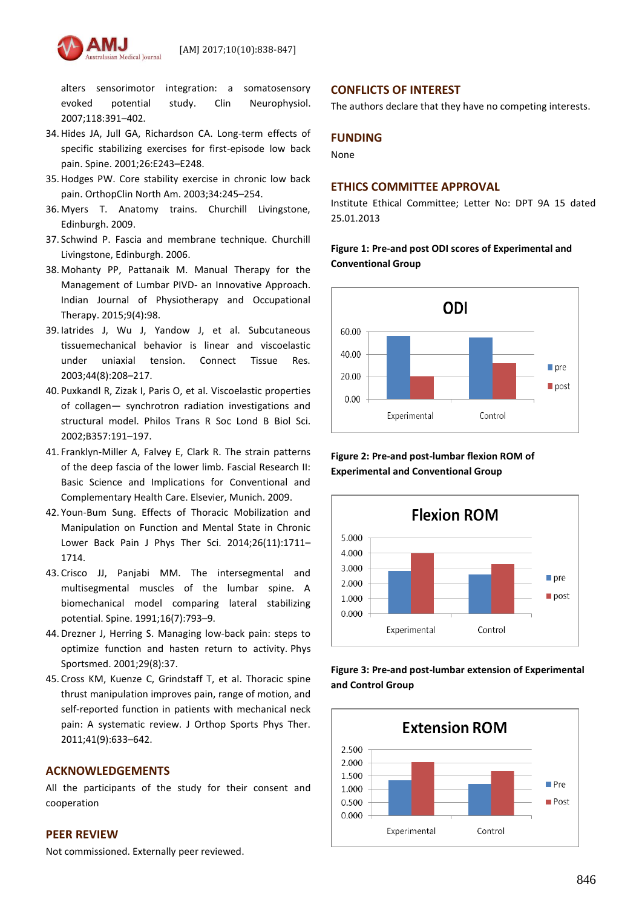alters sensorimotor integration: a somatosensory evoked potential study. Clin Neurophysiol. 2007;118:391–402.

34. Hides JA, Jull GA, Richardson CA. Long-term effects of specific stabilizing exercises for first-episode low back pain. Spine. 2001;26:E243–E248.
35. Hodges PW. Core stability exercise in chronic low back pain. OrthopClin North Am. 2003;34:245–254.
36. Myers T. Anatomy trains. Churchill Livingstone, Edinburgh. 2009.
37. Schwind P. Fascia and membrane technique. Churchill Livingstone, Edinburgh. 2006.
38. Mohanty PP, Pattanaik M. Manual Therapy for the Management of Lumbar PIVD- an Innovative Approach. Indian Journal of Physiotherapy and Occupational Therapy. 2015;9(4):98.
39. Iatrides J, Wu J, Yandow J, et al. Subcutaneous tissuemechanical behavior is linear and viscoelastic under uniaxial tension. Connect Tissue Res. 2003;44(8):208–217.
40. Puxkandl R, Zizak I, Paris O, et al. Viscoelastic properties of collagen— synchrotron radiation investigations and structural model. Philos Trans R Soc Lond B Biol Sci. 2002;B357:191–197.
41. Franklyn-Miller A, Falvey E, Clark R. The strain patterns of the deep fascia of the lower limb. Fascial Research II: Basic Science and Implications for Conventional and Complementary Health Care. Elsevier, Munich. 2009.
42. Youn-Bum Sung. Effects of Thoracic Mobilization and Manipulation on Function and Mental State in Chronic Lower Back Pain J Phys Ther Sci. 2014;26(11):1711–1714.
43. Crisco JJ, Panjabi MM. The intersegmental and multisegmental muscles of the lumbar spine. A biomechanical model comparing lateral stabilizing potential. Spine. 1991;16(7):793–9.
44. Drezner J, Herring S. Managing low-back pain: steps to optimize function and hasten return to activity. Phys Sportsmed. 2001;29(8):37.
45. Cross KM, Kuenze C, Grindstaff T, et al. Thoracic spine thrust manipulation improves pain, range of motion, and self-reported function in patients with mechanical neck pain: A systematic review. J Orthop Sports Phys Ther. 2011;41(9):633–642.

## ACKNOWLEDGEMENTS

All the participants of the study for their consent and cooperation

## PEER REVIEW

Not commissioned. Externally peer reviewed.

## CONFLICTS OF INTEREST

The authors declare that they have no competing interests.

## FUNDING

None

## ETHICS COMMITTEE APPROVAL

Institute Ethical Committee; Letter No: DPT 9A 15 dated 25.01.2013

**Figure 1: Pre-and post ODI scores of Experimental and Conventional Group**

**Figure 2: Pre-and post-lumbar flexion ROM of Experimental and Conventional Group**

**Figure 3: Pre-and post-lumbar extension of Experimental and Control Group**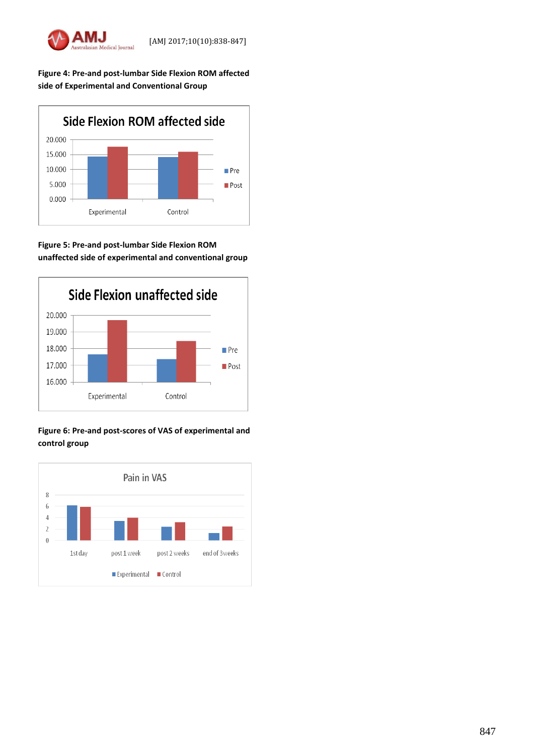**Figure 4: Pre-and post-lumbar Side Flexion ROM affected side of Experimental and Conventional Group**

Side Flexion ROM affected side

20.000
15.000
10.000
5.000
0.000

Experimental
Control

Pre
Post

**Figure 5: Pre-and post-lumbar Side Flexion ROM unaffected side of experimental and conventional group**

Side Flexion unaffected side

20.000
19.000
18.000
17.000
16.000

Experimental
Control

Pre
Post

**Figure 6: Pre-and post-scores of VAS of experimental and control group**

Pain in VAS

8
6
4
2
0

1st day
post 1 week
post 2 weeks
end of 3weeks

Experimental
Control